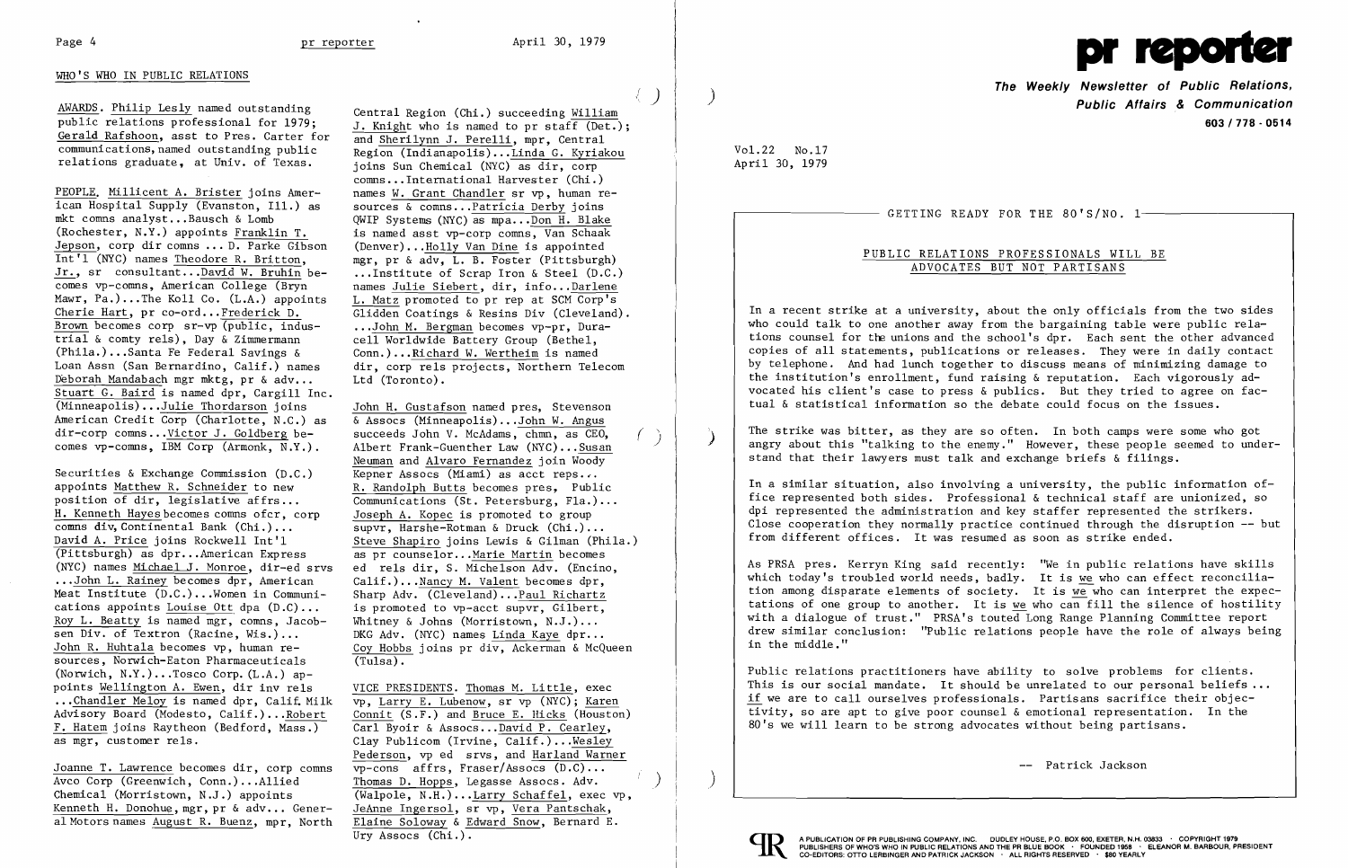## WHO'S WHO IN PUBLIC RELATIONS

AWARDS. Philip Lesly named outstanding public relations professional for 1979; Gerald Rafshoon, asst to Pres. Carter for communications, named outstanding public relations graduate, at Univ. of Texas.

PEOPLE. Millicent A. Brister joins American Hospital Supply (Evanston, Ill.) as mkt comns analyst...Bausch & Lomb (Rochester, N.Y.) appoints Franklin T. Jepson, corp dir comns ... D. Parke Gibson Int'l (NYC) names Theodore R. Britton, Jr., sr consultant...David W. Bruhin becomes vp-comns, American College (Bryn Mawr, Pa.)...The Koll Co. (L.A.) appoints Cherie Hart, pr co-ord...Frederick D. Brown becomes corp sr-vp (public, industrial & comty rels), Day & Zimmermann (Phila.)...Santa Fe Federal Savings & Loan Assn (San Bernardino, Calif.) names Deborah Mandabach mgr mktg, pr & adv... Stuart G. Baird is named dpr, Cargill Inc. (Minneapolis)...Julie Thordarson joins American Credit Corp (Charlotte, N.C.) as dir-corp comns...Victor J. Goldberg becomes vp-comns, IBM Corp (Armonk, N.Y.).

Securities & Exchange Commission (D.C.) appoints Matthew R. Schneider to new position of dir, legislative affrs... H. Kenneth Hayes becomes comns ofcr, corp comns div, Continental Bank (Chi.)... David A. Price joins Rockwell Int'l (Pittsburgh) as dpr...American Express (NYC) names Michael J. Monroe, dir-ed srvs ...John L. Rainey becomes dpr, American Meat Institute (D.C.)...Women in Communications appoints Louise Ott dpa (D.C.)... Roy L. Beatty is named mgr, comns, Jacobsen Div. of Textron (Racine, Wis.)... John R. Huhtala becomes vp, human resources, Norwich-Eaton Pharmaceuticals (Norwich, N.Y.)...Tosco Corp. (L.A.) appoints Wellington A. Ewen, dir inv rels ...Chandler Meloy is named dpr, Calif. Milk Advisory Board (Modesto, Calif.)...Robert F. Hatem joins Raytheon (Bedford, Mass.) as mgr, customer rels.

Joanne T. Lawrence becomes dir, corp comns Avco Corp (Greenwich, Conn.)...Allied Chemical (Morristown, N.J.) appoints Kenneth H. Donohue, mgr, pr & adv... General Motors names August R. Buenz, mpr, North Central Region (Chi.) succeeding William J. Knight who is named to pr staff (Det.); and Sherilynn J. Perelli, mpr, Central Region (Indianapolis)...Linda G. Kyriakou joins Sun Chemical (NYC) as dir, corp comns...International Harvester (Chi.) names W. Grant Chandler sr vp, human resources & comns...Patricia Derby joins QWIP Systems (NYC) as mpa...Don H. Blake is named asst vp-corp comns, Van Schaak (Denver)...Holly Van Dine is appointed mgr, pr & adv, L. B. Foster (Pittsburgh) ...Institute of Scrap Iron & Steel (D.C.) names Julie Siebert, dir, info...Darlene L. Matz promoted to pr rep at SCM Corp's Glidden Coatings & Resins Div (Cleveland). ...John M. Bergman becomes vp-pr, Duracell Worldwide Battery Group (Bethel, Conn.)...Richard W. Wertheim is named dir, corp rels projects, Northern Telecom Ltd (Toronto).

John H. Gustafson named pres, Stevenson & Assocs (Minneapolis)...John W. Angus succeeds John V. McAdams, chmn, as CEO, Albert Frank-Guenther Law (NYC)...Susan Neuman and Alvaro Fernandez join Woody Kepner Assocs (Miami) as acct reps... R. Randolph Butts becomes pres, Public Communications (St. Petersburg, Fla.)... Joseph A. Kopec is promoted to group supvr, Harshe-Rotman & Druck (Chi.)... Steve Shapiro joins Lewis & Gilman (Phila.) as pr counselor...Marie Martin becomes ed rels dir, S. Michelson Adv. (Encino, Calif.)...Nancy M. Valent becomes dpr, Sharp Adv. (Cleveland)...Paul Richartz is promoted to vp-acct supvr, Gilbert, Whitney & Johns (Morristown, N.J.)... DKG Adv. (NYC) names Linda Kaye dpr... Coy Hobbs joins pr div, Ackerman & McQueen (Tulsa).

VICE PRESIDENTS. Thomas M. Little, exec vp, Larry E. Lubenow, sr vp (NYC); Karen Connit (S.F.) and Bruce E. Hicks (Houston) Carl Byoir & Assocs...David P. Cearley, Clay Publicom (Irvine, Calif.)...Wesley Pederson, vp ed srvs, and Harland Warner vp-cons affrs, Fraser/Assocs (D.C.)... Thomas D. Hopps, Legasse Assocs. Adv. (Walpole, N.H.)...Larry Schaffel, exec vp, JeAnne Ingersol, sr vp, Vera Pantschak, Elaine Soloway & Edward Snow, Bernard E. Ury Assocs (Chi.).

# pr reporter

**The Weekly Newsletter of Public Relations, Public Affairs & Communication**
**603 / 778 - 0514**

Vol.22 No.17
April 30, 1979

GETTING READY FOR THE 80'S/NO. 1

## PUBLIC RELATIONS PROFESSIONALS WILL BE ADVOCATES BUT NOT PARTISANS

In a recent strike at a university, about the only officials from the two sides who could talk to one another away from the bargaining table were public relations counsel for the unions and the school's dpr. Each sent the other advanced copies of all statements, publications or releases. They were in daily contact by telephone. And had lunch together to discuss means of minimizing damage to the institution's enrollment, fund raising & reputation. Each vigorously advocated his client's case to press & publics. But they tried to agree on factual & statistical information so the debate could focus on the issues.

The strike was bitter, as they are so often. In both camps were some who got angry about this "talking to the enemy." However, these people seemed to understand that their lawyers must talk and exchange briefs & filings.

In a similar situation, also involving a university, the public information office represented both sides. Professional & technical staff are unionized, so dpi represented the administration and key staffer represented the strikers. Close cooperation they normally practice continued through the disruption -- but from different offices. It was resumed as soon as strike ended.

As PRSA pres. Kerryn King said recently: "We in public relations have skills which today's troubled world needs, badly. It is _we_ who can effect reconciliation among disparate elements of society. It is _we_ who can interpret the expectations of one group to another. It is _we_ who can fill the silence of hostility with a dialogue of trust." PRSA's touted Long Range Planning Committee report drew similar conclusion: "Public relations people have the role of always being in the middle."

Public relations practitioners have ability to solve problems for clients. This is our social mandate. It should be unrelated to our personal beliefs ... _if_ we are to call ourselves professionals. Partisans sacrifice their objectivity, so are apt to give poor counsel & emotional representation. In the 80's we will learn to be strong advocates without being partisans.

-- Patrick Jackson

A PUBLICATION OF PR PUBLISHING COMPANY, INC. DUDLEY HOUSE, P.O. BOX 600, EXETER, N.H. 03833 · COPYRIGHT 1979 PUBLISHERS OF WHO'S WHO IN PUBLIC RELATIONS AND THE PR BLUE BOOK · FOUNDED 1958 · ELEANOR M. BARBOUR, PRESIDENT CO-EDITORS: OTTO LERBINGER AND PATRICK JACKSON · ALL RIGHTS RESERVED · $80 YEARLY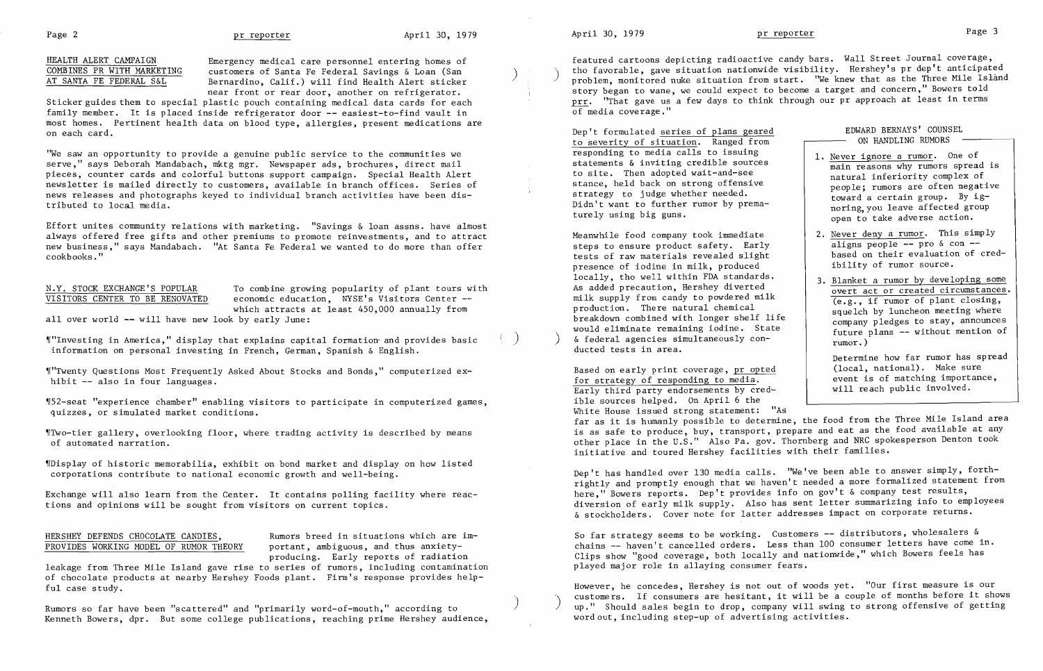## HEALTH ALERT CAMPAIGN COMBINES PR WITH MARKETING AT SANTA FE FEDERAL S&L

Emergency medical care personnel entering homes of customers of Santa Fe Federal Savings & Loan (San Bernardino, Calif.) will find Health Alert sticker near front or rear door, another on refrigerator. Sticker guides them to special plastic pouch containing medical data cards for each family member. It is placed inside refrigerator door -- easiest-to-find vault in most homes. Pertinent health data on blood type, allergies, present medications are on each card.

"We saw an opportunity to provide a genuine public service to the communities we serve," says Deborah Mandabach, mktg mgr. Newspaper ads, brochures, direct mail pieces, counter cards and colorful buttons support campaign. Special Health Alert newsletter is mailed directly to customers, available in branch offices. Series of news releases and photographs keyed to individual branch activities have been distributed to local media.

Effort unites community relations with marketing. "Savings & loan assns. have almost always offered free gifts and other premiums to promote reinvestments, and to attract new business," says Mandabach. "At Santa Fe Federal we wanted to do more than offer cookbooks."

## N.Y. STOCK EXCHANGE'S POPULAR VISITORS CENTER TO BE RENOVATED

To combine growing popularity of plant tours with economic education, NYSE's Visitors Center -- which attracts at least 450,000 annually from all over world -- will have new look by early June:

¶"Investing in America," display that explains capital formation and provides basic information on personal investing in French, German, Spanish & English.

¶"Twenty Questions Most Frequently Asked About Stocks and Bonds," computerized exhibit -- also in four languages.

¶52-seat "experience chamber" enabling visitors to participate in computerized games, quizzes, or simulated market conditions.

¶Two-tier gallery, overlooking floor, where trading activity is described by means of automated narration.

¶Display of historic memorabilia, exhibit on bond market and display on how listed corporations contribute to national economic growth and well-being.

Exchange will also learn from the Center. It contains polling facility where reactions and opinions will be sought from visitors on current topics.

## HERSHEY DEFENDS CHOCOLATE CANDIES, PROVIDES WORKING MODEL OF RUMOR THEORY

Rumors breed in situations which are important, ambiguous, and thus anxiety-producing. Early reports of radiation leakage from Three Mile Island gave rise to series of rumors, including contamination of chocolate products at nearby Hershey Foods plant. Firm's response provides helpful case study.

Rumors so far have been "scattered" and "primarily word-of-mouth," according to Kenneth Bowers, dpr. But some college publications, reaching prime Hershey audience, featured cartoons depicting radioactive candy bars. Wall Street Journal coverage, tho favorable, gave situation nationwide visibility. Hershey's pr dep't anticipated problem, monitored nuke situation from start. "We knew that as the Three Mile Island story began to wane, we could expect to become a target and concern," Bowers told prr. "That gave us a few days to think through our pr approach at least in terms of media coverage."

Dep't formulated series of plans geared to severity of situation. Ranged from responding to media calls to issuing statements & inviting credible sources to site. Then adopted wait-and-see stance, held back on strong offensive strategy to judge whether needed. Didn't want to further rumor by prematurely using big guns.

Meanwhile food company took immediate steps to ensure product safety. Early tests of raw materials revealed slight presence of iodine in milk, produced locally, tho well within FDA standards. As added precaution, Hershey diverted milk supply from candy to powdered milk production. There natural chemical breakdown combined with longer shelf life would eliminate remaining iodine. State & federal agencies simultaneously conducted tests in area.

Based on early print coverage, pr opted for strategy of responding to media. Early third party endorsements by credible sources helped. On April 6 the White House issued strong statement: "As far as it is humanly possible to determine, the food from the Three Mile Island area is as safe to produce, buy, transport, prepare and eat as the food available at any other place in the U.S." Also Pa. gov. Thornberg and NRC spokesperson Denton took initiative and toured Hershey facilities with their families.

### EDWARD BERNAYS' COUNSEL ON HANDLING RUMORS

1. Never ignore a rumor. One of main reasons why rumors spread is natural inferiority complex of people; rumors are often negative toward a certain group. By ignoring, you leave affected group open to take adverse action.
2. Never deny a rumor. This simply aligns people -- pro & con -- based on their evaluation of credibility of rumor source.
3. Blanket a rumor by developing some overt act or created circumstances. (e.g., if rumor of plant closing, squelch by luncheon meeting where company pledges to stay, announces future plans -- without mention of rumor.)

   Determine how far rumor has spread (local, national). Make sure event is of matching importance, will reach public involved.

Dep't has handled over 130 media calls. "We've been able to answer simply, forthrightly and promptly enough that we haven't needed a more formalized statement from here," Bowers reports. Dep't provides info on gov't & company test results, diversion of early milk supply. Also has sent letter summarizing info to employees & stockholders. Cover note for latter addresses impact on corporate returns.

So far strategy seems to be working. Customers -- distributors, wholesalers & chains -- haven't cancelled orders. Less than 100 consumer letters have come in. Clips show "good coverage, both locally and nationwide," which Bowers feels has played major role in allaying consumer fears.

However, he concedes, Hershey is not out of woods yet. "Our first measure is our customers. If consumers are hesitant, it will be a couple of months before it shows up." Should sales begin to drop, company will swing to strong offensive of getting word out, including step-up of advertising activities.